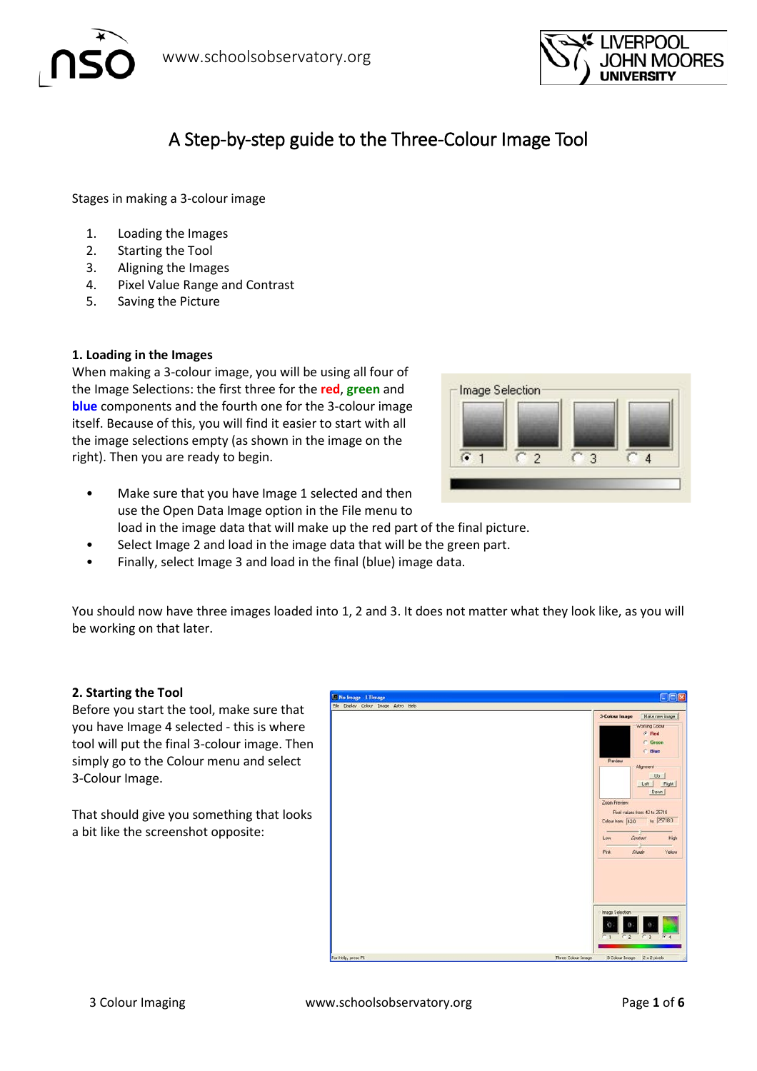# A Step-by-step guide to the Three-Colour Image Tool

Stages in making a 3-colour image

1. Loading the Images
2. Starting the Tool
3. Aligning the Images
4. Pixel Value Range and Contrast
5. Saving the Picture

### 1. Loading in the Images

When making a 3-colour image, you will be using all four of the Image Selections: the first three for the **red**, **green** and **blue** components and the fourth one for the 3-colour image itself. Because of this, you will find it easier to start with all the image selections empty (as shown in the image on the right). Then you are ready to begin.

- Make sure that you have Image 1 selected and then use the Open Data Image option in the File menu to load in the image data that will make up the red part of the final picture.
- Select Image 2 and load in the image data that will be the green part.
- Finally, select Image 3 and load in the final (blue) image data.

You should now have three images loaded into 1, 2 and 3. It does not matter what they look like, as you will be working on that later.

### 2. Starting the Tool

Before you start the tool, make sure that you have Image 4 selected - this is where tool will put the final 3-colour image. Then simply go to the Colour menu and select 3-Colour Image.

That should give you something that looks a bit like the screenshot opposite: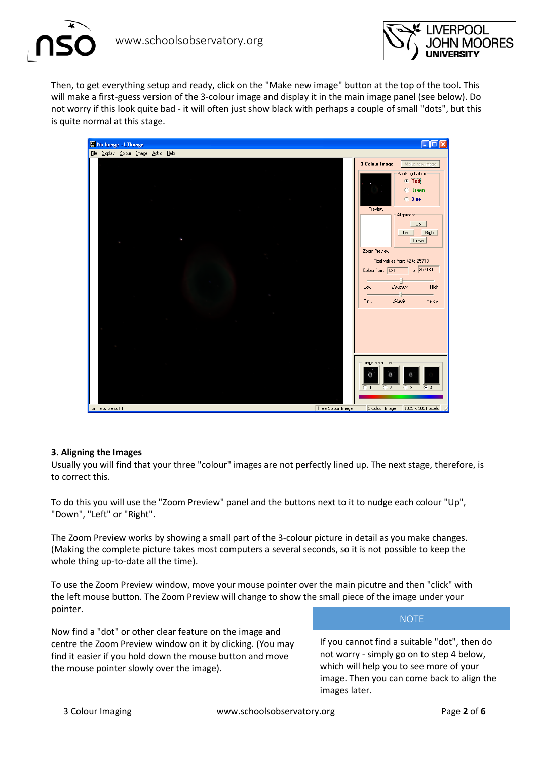Then, to get everything setup and ready, click on the "Make new image" button at the top of the tool. This will make a first-guess version of the 3-colour image and display it in the main image panel (see below). Do not worry if this look quite bad - it will often just show black with perhaps a couple of small "dots", but this is quite normal at this stage.

### 3. Aligning the Images

Usually you will find that your three "colour" images are not perfectly lined up. The next stage, therefore, is to correct this.

To do this you will use the "Zoom Preview" panel and the buttons next to it to nudge each colour "Up", "Down", "Left" or "Right".

The Zoom Preview works by showing a small part of the 3-colour picture in detail as you make changes. (Making the complete picture takes most computers a several seconds, so it is not possible to keep the whole thing up-to-date all the time).

To use the Zoom Preview window, move your mouse pointer over the main picutre and then "click" with the left mouse button. The Zoom Preview will change to show the small piece of the image under your pointer.

Now find a "dot" or other clear feature on the image and centre the Zoom Preview window on it by clicking. (You may find it easier if you hold down the mouse button and move the mouse pointer slowly over the image).

**NOTE**

If you cannot find a suitable "dot", then do not worry - simply go on to step 4 below, which will help you to see more of your image. Then you can come back to align the images later.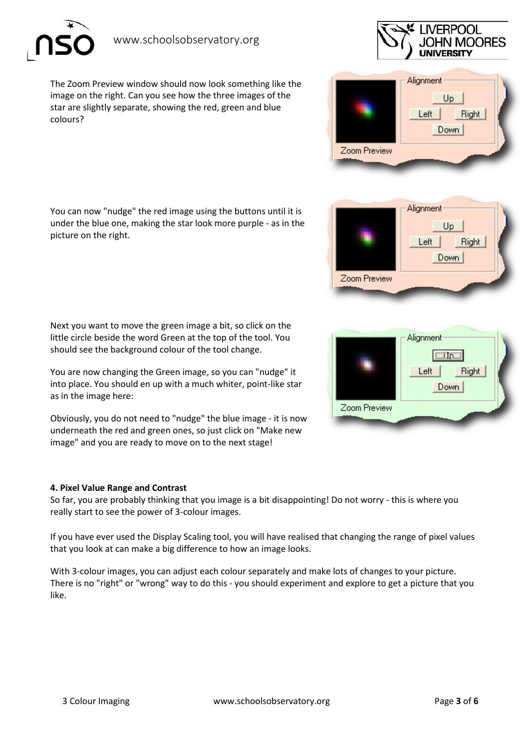The Zoom Preview window should now look something like the image on the right. Can you see how the three images of the star are slightly separate, showing the red, green and blue colours?

You can now "nudge" the red image using the buttons until it is under the blue one, making the star look more purple - as in the picture on the right.

Next you want to move the green image a bit, so click on the little circle beside the word Green at the top of the tool. You should see the background colour of the tool change.

You are now changing the Green image, so you can "nudge" it into place. You should en up with a much whiter, point-like star as in the image here:

Obviously, you do not need to "nudge" the blue image - it is now underneath the red and green ones, so just click on "Make new image" and you are ready to move on to the next stage!

**4. Pixel Value Range and Contrast**

So far, you are probably thinking that you image is a bit disappointing! Do not worry - this is where you really start to see the power of 3-colour images.

If you have ever used the Display Scaling tool, you will have realised that changing the range of pixel values that you look at can make a big difference to how an image looks.

With 3-colour images, you can adjust each colour separately and make lots of changes to your picture. There is no "right" or "wrong" way to do this - you should experiment and explore to get a picture that you like.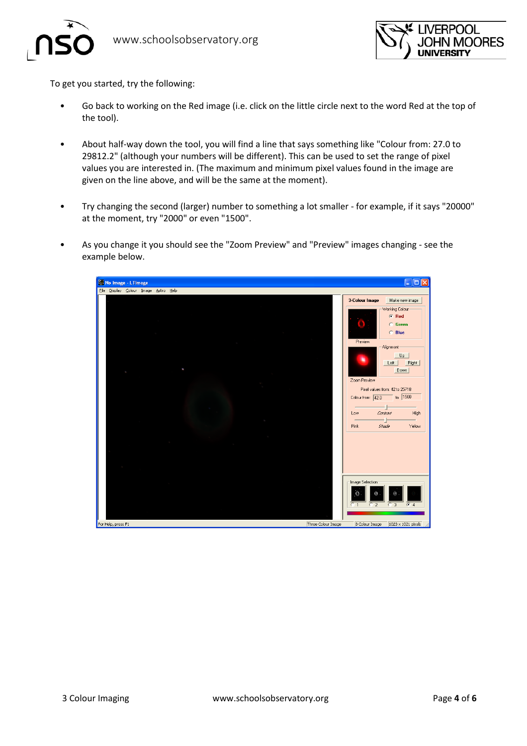To get you started, try the following:

- Go back to working on the Red image (i.e. click on the little circle next to the word Red at the top of the tool).
- About half-way down the tool, you will find a line that says something like "Colour from: 27.0 to 29812.2" (although your numbers will be different). This can be used to set the range of pixel values you are interested in. (The maximum and minimum pixel values found in the image are given on the line above, and will be the same at the moment).
- Try changing the second (larger) number to something a lot smaller - for example, if it says "20000" at the moment, try "2000" or even "1500".
- As you change it you should see the "Zoom Preview" and "Preview" images changing - see the example below.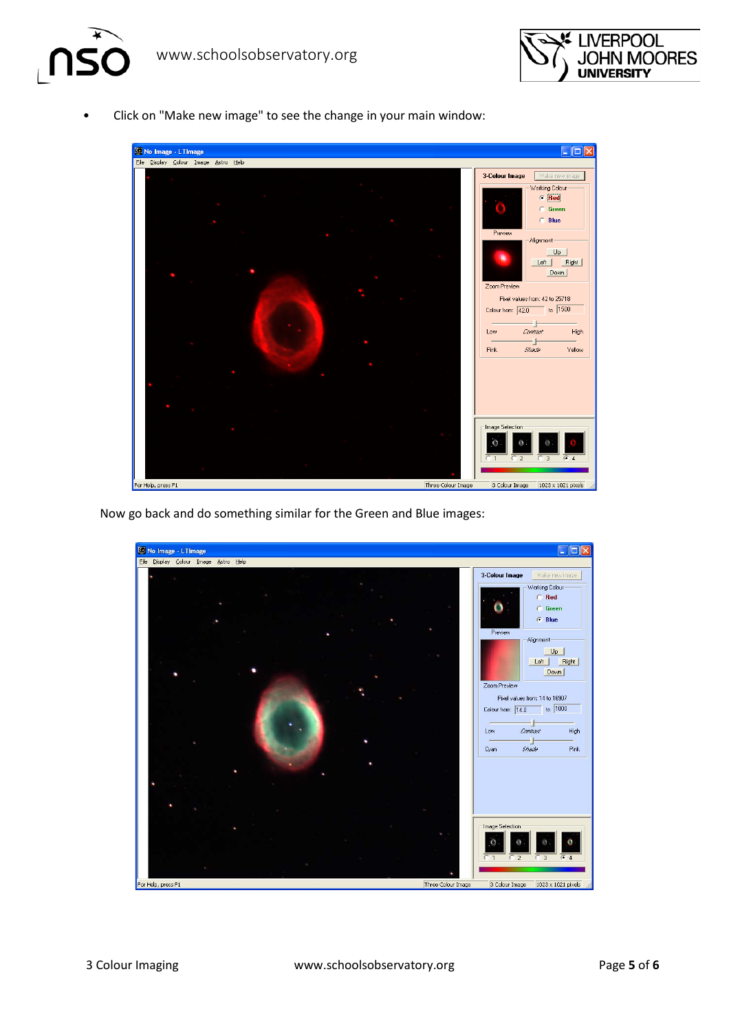- Click on "Make new image" to see the change in your main window:

Now go back and do something similar for the Green and Blue images: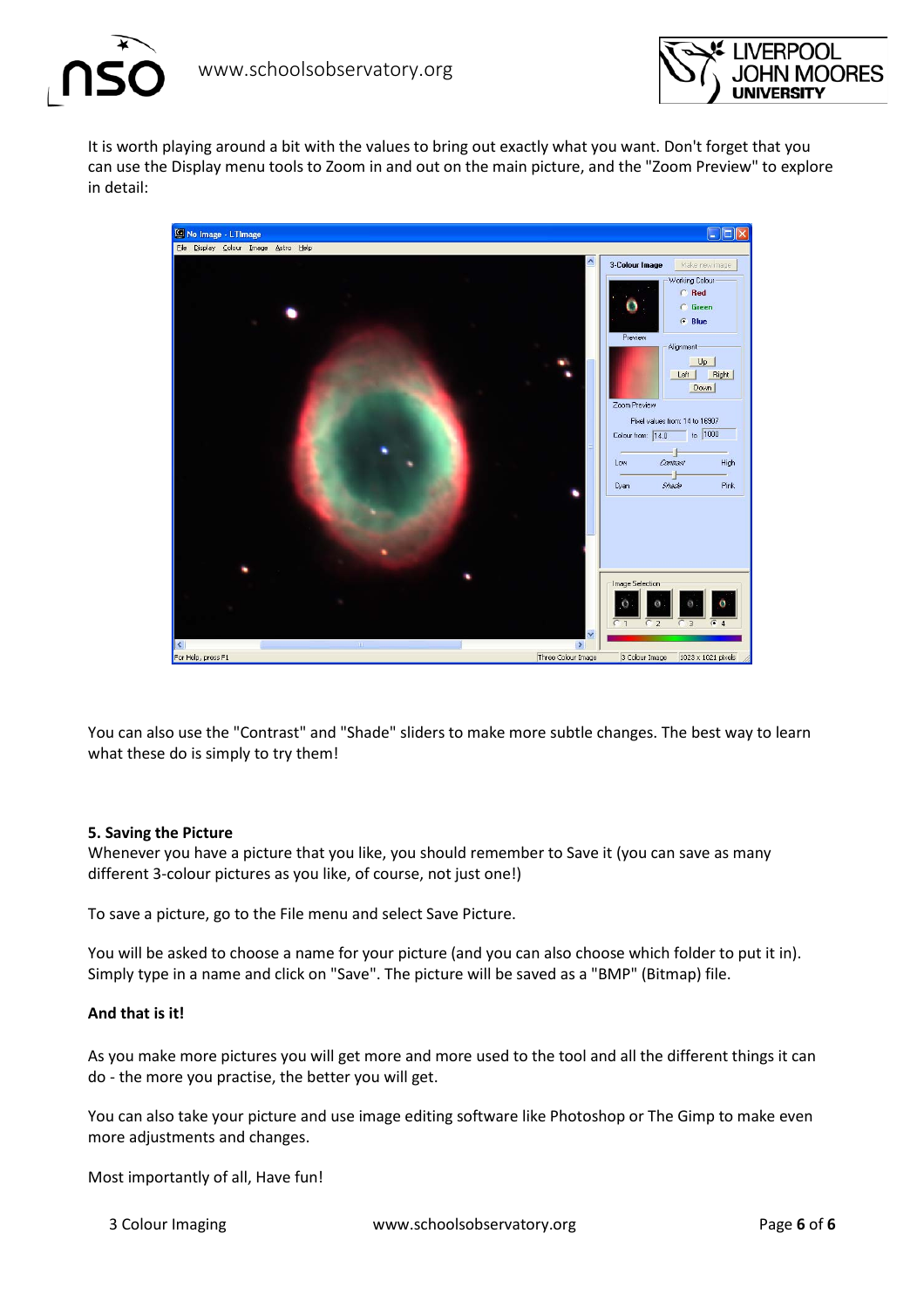It is worth playing around a bit with the values to bring out exactly what you want. Don't forget that you can use the Display menu tools to Zoom in and out on the main picture, and the "Zoom Preview" to explore in detail:

You can also use the "Contrast" and "Shade" sliders to make more subtle changes. The best way to learn what these do is simply to try them!

**5. Saving the Picture**

Whenever you have a picture that you like, you should remember to Save it (you can save as many different 3-colour pictures as you like, of course, not just one!)

To save a picture, go to the File menu and select Save Picture.

You will be asked to choose a name for your picture (and you can also choose which folder to put it in). Simply type in a name and click on "Save". The picture will be saved as a "BMP" (Bitmap) file.

**And that is it!**

As you make more pictures you will get more and more used to the tool and all the different things it can do - the more you practise, the better you will get.

You can also take your picture and use image editing software like Photoshop or The Gimp to make even more adjustments and changes.

Most importantly of all, Have fun!